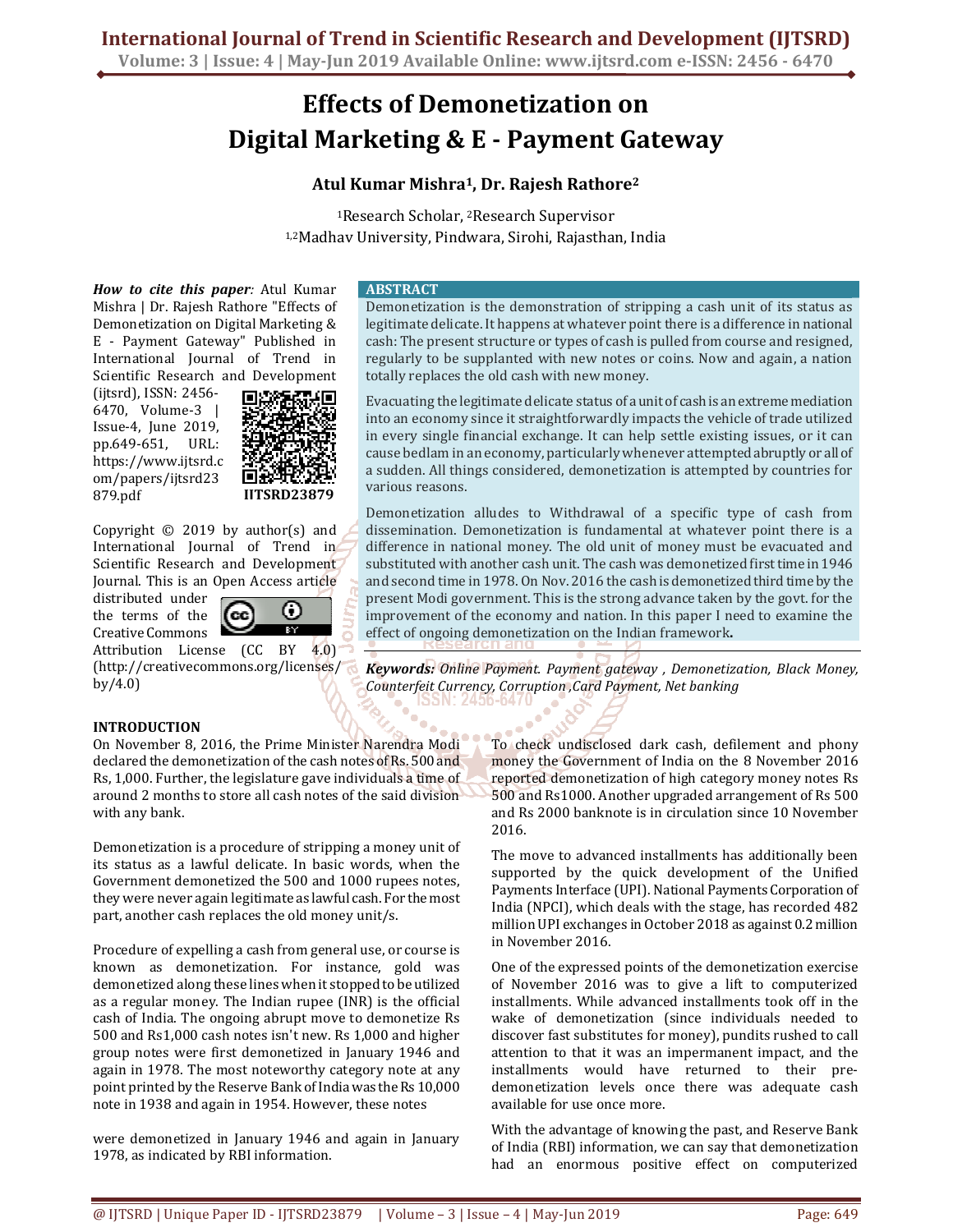# Effects of Demonetization on Digital Marketing & E - Payment Gateway

**Atul Kumar Mishra[1], Dr. Rajesh Rathore[2]**

[1]Research Scholar, [2]Research Supervisor

[1,2]Madhav University, Pindwara, Sirohi, Rajasthan, India

***How to cite this paper:*** Atul Kumar Mishra | Dr. Rajesh Rathore "Effects of Demonetization on Digital Marketing & E - Payment Gateway" Published in International Journal of Trend in Scientific Research and Development (ijtsrd), ISSN: 2456-6470, Volume-3 | Issue-4, June 2019, pp.649-651, URL: https://www.ijtsrd.com/papers/ijtsrd23879.pdf

IJTSRD23879

Copyright © 2019 by author(s) and International Journal of Trend in Scientific Research and Development Journal. This is an Open Access article distributed under the terms of the Creative Commons Attribution License (CC BY 4.0) (http://creativecommons.org/licenses/by/4.0)

## ABSTRACT

Demonetization is the demonstration of stripping a cash unit of its status as legitimate delicate. It happens at whatever point there is a difference in national cash: The present structure or types of cash is pulled from course and resigned, regularly to be supplanted with new notes or coins. Now and again, a nation totally replaces the old cash with new money.

Evacuating the legitimate delicate status of a unit of cash is an extreme mediation into an economy since it straightforwardly impacts the vehicle of trade utilized in every single financial exchange. It can help settle existing issues, or it can cause bedlam in an economy, particularly whenever attempted abruptly or all of a sudden. All things considered, demonetization is attempted by countries for various reasons.

Demonetization alludes to Withdrawal of a specific type of cash from dissemination. Demonetization is fundamental at whatever point there is a difference in national money. The old unit of money must be evacuated and substituted with another cash unit. The cash was demonetized first time in 1946 and second time in 1978. On Nov. 2016 the cash is demonetized third time by the present Modi government. This is the strong advance taken by the govt. for the improvement of the economy and nation. In this paper I need to examine the effect of ongoing demonetization on the Indian framework**.**

***Keywords:*** *Online Payment. Payment gateway , Demonetization, Black Money, Counterfeit Currency, Corruption ,Card Payment, Net banking*

## INTRODUCTION

On November 8, 2016, the Prime Minister Narendra Modi declared the demonetization of the cash notes of Rs. 500 and Rs, 1,000. Further, the legislature gave individuals a time of around 2 months to store all cash notes of the said division with any bank.

Demonetization is a procedure of stripping a money unit of its status as a lawful delicate. In basic words, when the Government demonetized the 500 and 1000 rupees notes, they were never again legitimate as lawful cash. For the most part, another cash replaces the old money unit/s.

Procedure of expelling a cash from general use, or course is known as demonetization. For instance, gold was demonetized along these lines when it stopped to be utilized as a regular money. The Indian rupee (INR) is the official cash of India. The ongoing abrupt move to demonetize Rs 500 and Rs1,000 cash notes isn't new. Rs 1,000 and higher group notes were first demonetized in January 1946 and again in 1978. The most noteworthy category note at any point printed by the Reserve Bank of India was the Rs 10,000 note in 1938 and again in 1954. However, these notes were demonetized in January 1946 and again in January 1978, as indicated by RBI information.

To check undisclosed dark cash, defilement and phony money the Government of India on the 8 November 2016 reported demonetization of high category money notes Rs 500 and Rs1000. Another upgraded arrangement of Rs 500 and Rs 2000 banknote is in circulation since 10 November 2016.

The move to advanced installments has additionally been supported by the quick development of the Unified Payments Interface (UPI). National Payments Corporation of India (NPCI), which deals with the stage, has recorded 482 million UPI exchanges in October 2018 as against 0.2 million in November 2016.

One of the expressed points of the demonetization exercise of November 2016 was to give a lift to computerized installments. While advanced installments took off in the wake of demonetization (since individuals needed to discover fast substitutes for money), pundits rushed to call attention to that it was an impermanent impact, and the installments would have returned to their pre-demonetization levels once there was adequate cash available for use once more.

With the advantage of knowing the past, and Reserve Bank of India (RBI) information, we can say that demonetization had an enormous positive effect on computerized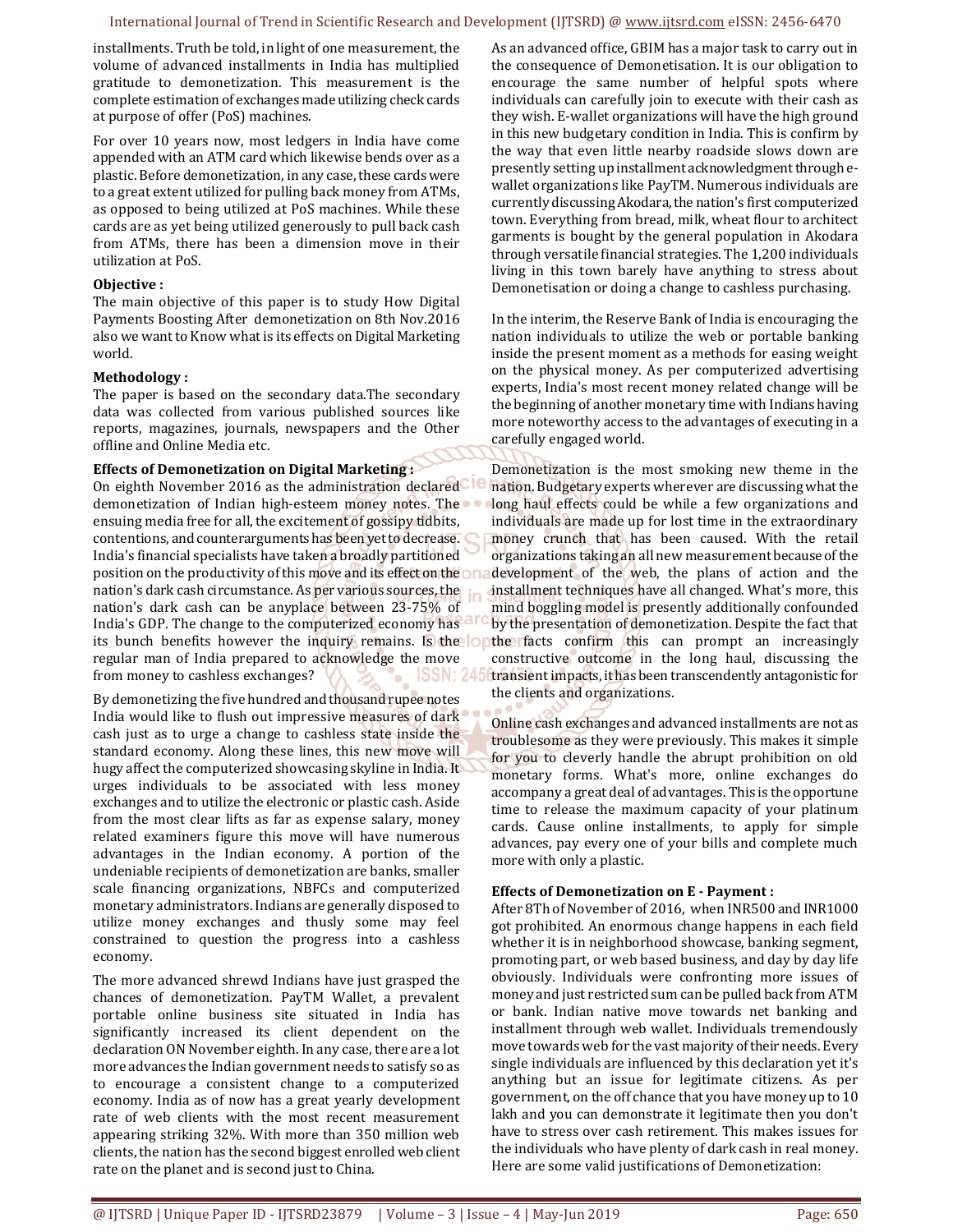installments. Truth be told, in light of one measurement, the volume of advanced installments in India has multiplied gratitude to demonetization. This measurement is the complete estimation of exchanges made utilizing check cards at purpose of offer (PoS) machines.

For over 10 years now, most ledgers in India have come appended with an ATM card which likewise bends over as a plastic. Before demonetization, in any case, these cards were to a great extent utilized for pulling back money from ATMs, as opposed to being utilized at PoS machines. While these cards are as yet being utilized generously to pull back cash from ATMs, there has been a dimension move in their utilization at PoS.

**Objective :**
The main objective of this paper is to study How Digital Payments Boosting After demonetization on 8th Nov.2016 also we want to Know what is its effects on Digital Marketing world.

**Methodology :**
The paper is based on the secondary data.The secondary data was collected from various published sources like reports, magazines, journals, newspapers and the Other offline and Online Media etc.

**Effects of Demonetization on Digital Marketing :**
On eighth November 2016 as the administration declared demonetization of Indian high-esteem money notes. The ensuing media free for all, the excitement of gossipy tidbits, contentions, and counterarguments has been yet to decrease. India's financial specialists have taken a broadly partitioned position on the productivity of this move and its effect on the nation's dark cash circumstance. As per various sources, the nation's dark cash can be anyplace between 23-75% of India's GDP. The change to the computerized economy has its bunch benefits however the inquiry remains. Is the regular man of India prepared to acknowledge the move from money to cashless exchanges?

By demonetizing the five hundred and thousand rupee notes India would like to flush out impressive measures of dark cash just as to urge a change to cashless state inside the standard economy. Along these lines, this new move will hugy affect the computerized showcasing skyline in India. It urges individuals to be associated with less money exchanges and to utilize the electronic or plastic cash. Aside from the most clear lifts as far as expense salary, money related examiners figure this move will have numerous advantages in the Indian economy. A portion of the undeniable recipients of demonetization are banks, smaller scale financing organizations, NBFCs and computerized monetary administrators. Indians are generally disposed to utilize money exchanges and thusly some may feel constrained to question the progress into a cashless economy.

The more advanced shrewd Indians have just grasped the chances of demonetization. PayTM Wallet, a prevalent portable online business site situated in India has significantly increased its client dependent on the declaration ON November eighth. In any case, there are a lot more advances the Indian government needs to satisfy so as to encourage a consistent change to a computerized economy. India as of now has a great yearly development rate of web clients with the most recent measurement appearing striking 32%. With more than 350 million web clients, the nation has the second biggest enrolled web client rate on the planet and is second just to China.

As an advanced office, GBIM has a major task to carry out in the consequence of Demonetisation. It is our obligation to encourage the same number of helpful spots where individuals can carefully join to execute with their cash as they wish. E-wallet organizations will have the high ground in this new budgetary condition in India. This is confirm by the way that even little nearby roadside slows down are presently setting up installment acknowledgment through e-wallet organizations like PayTM. Numerous individuals are currently discussing Akodara, the nation's first computerized town. Everything from bread, milk, wheat flour to architect garments is bought by the general population in Akodara through versatile financial strategies. The 1,200 individuals living in this town barely have anything to stress about Demonetisation or doing a change to cashless purchasing.

In the interim, the Reserve Bank of India is encouraging the nation individuals to utilize the web or portable banking inside the present moment as a methods for easing weight on the physical money. As per computerized advertising experts, India's most recent money related change will be the beginning of another monetary time with Indians having more noteworthy access to the advantages of executing in a carefully engaged world.

Demonetization is the most smoking new theme in the nation. Budgetary experts wherever are discussing what the long haul effects could be while a few organizations and individuals are made up for lost time in the extraordinary money crunch that has been caused. With the retail organizations taking an all new measurement because of the development of the web, the plans of action and the installment techniques have all changed. What's more, this mind boggling model is presently additionally confounded by the presentation of demonetization. Despite the fact that the facts confirm this can prompt an increasingly constructive outcome in the long haul, discussing the transient impacts, it has been transcendently antagonistic for the clients and organizations.

Online cash exchanges and advanced installments are not as troublesome as they were previously. This makes it simple for you to cleverly handle the abrupt prohibition on old monetary forms. What's more, online exchanges do accompany a great deal of advantages. This is the opportune time to release the maximum capacity of your platinum cards. Cause online installments, to apply for simple advances, pay every one of your bills and complete much more with only a plastic.

**Effects of Demonetization on E - Payment :**
After 8Th of November of 2016, when INR500 and INR1000 got prohibited. An enormous change happens in each field whether it is in neighborhood showcase, banking segment, promoting part, or web based business, and day by day life obviously. Individuals were confronting more issues of money and just restricted sum can be pulled back from ATM or bank. Indian native move towards net banking and installment through web wallet. Individuals tremendously move towards web for the vast majority of their needs. Every single individuals are influenced by this declaration yet it's anything but an issue for legitimate citizens. As per government, on the off chance that you have money up to 10 lakh and you can demonstrate it legitimate then you don't have to stress over cash retirement. This makes issues for the individuals who have plenty of dark cash in real money. Here are some valid justifications of Demonetization: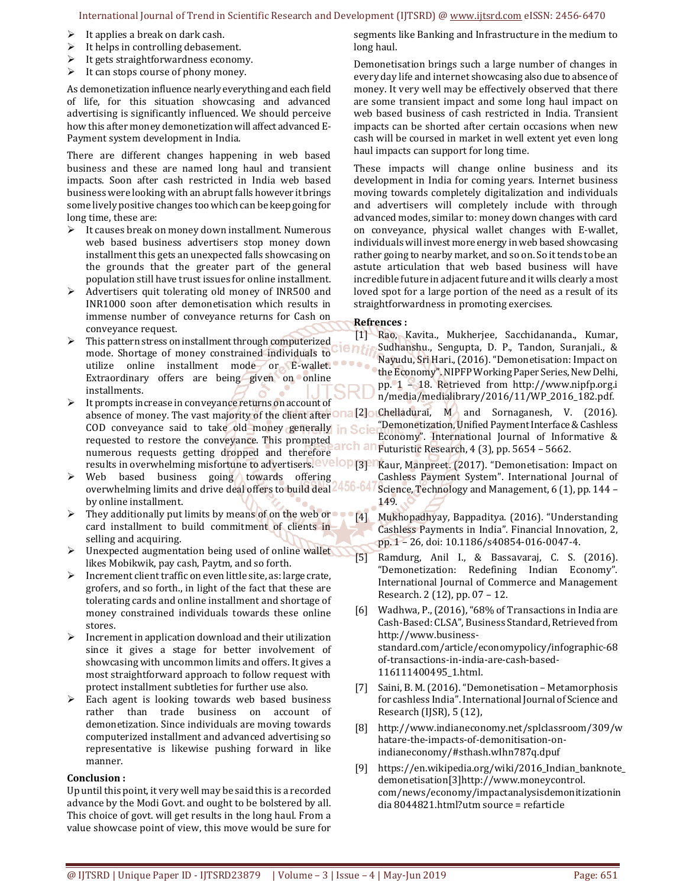- ➢ It applies a break on dark cash.
- ➢ It helps in controlling debasement.
- ➢ It gets straightforwardness economy.
- ➢ It can stops course of phony money.

As demonetization influence nearly everything and each field of life, for this situation showcasing and advanced advertising is significantly influenced. We should perceive how this after money demonetization will affect advanced E-Payment system development in India.

There are different changes happening in web based business and these are named long haul and transient impacts. Soon after cash restricted in India web based business were looking with an abrupt falls however it brings some lively positive changes too which can be keep going for long time, these are:

- ➢ It causes break on money down installment. Numerous web based business advertisers stop money down installment this gets an unexpected falls showcasing on the grounds that the greater part of the general population still have trust issues for online installment.
- ➢ Advertisers quit tolerating old money of INR500 and INR1000 soon after demonetisation which results in immense number of conveyance returns for Cash on conveyance request.
- ➢ This pattern stress on installment through computerized mode. Shortage of money constrained individuals to utilize online installment mode or E-wallet. Extraordinary offers are being given on online installments.
- ➢ It prompts increase in conveyance returns on account of absence of money. The vast majority of the client after COD conveyance said to take old money generally requested to restore the conveyance. This prompted numerous requests getting dropped and therefore results in overwhelming misfortune to advertisers.
- ➢ Web based business going towards offering overwhelming limits and drive deal offers to build deal by online installment.
- ➢ They additionally put limits by means of on the web or card installment to build commitment of clients in selling and acquiring.
- ➢ Unexpected augmentation being used of online wallet likes Mobikwik, pay cash, Paytm, and so forth.
- ➢ Increment client traffic on even little site, as: large crate, grofers, and so forth., in light of the fact that these are tolerating cards and online installment and shortage of money constrained individuals towards these online stores.
- ➢ Increment in application download and their utilization since it gives a stage for better involvement of showcasing with uncommon limits and offers. It gives a most straightforward approach to follow request with protect installment subtleties for further use also.
- ➢ Each agent is looking towards web based business rather than trade business on account of demonetization. Since individuals are moving towards computerized installment and advanced advertising so representative is likewise pushing forward in like manner.

**Conclusion :**

Up until this point, it very well may be said this is a recorded advance by the Modi Govt. and ought to be bolstered by all. This choice of govt. will get results in the long haul. From a value showcase point of view, this move would be sure for segments like Banking and Infrastructure in the medium to long haul.

Demonetisation brings such a large number of changes in every day life and internet showcasing also due to absence of money. It very well may be effectively observed that there are some transient impact and some long haul impact on web based business of cash restricted in India. Transient impacts can be shorted after certain occasions when new cash will be coursed in market in well extent yet even long haul impacts can support for long time.

These impacts will change online business and its development in India for coming years. Internet business moving towards completely digitalization and individuals and advertisers will completely include with through advanced modes, similar to: money down changes with card on conveyance, physical wallet changes with E-wallet, individuals will invest more energy in web based showcasing rather going to nearby market, and so on. So it tends to be an astute articulation that web based business will have incredible future in adjacent future and it wills clearly a most loved spot for a large portion of the need as a result of its straightforwardness in promoting exercises.

**Refrences :**

[1] Rao, Kavita., Mukherjee, Sacchidananda., Kumar, Sudhanshu., Sengupta, D. P., Tandon, Suranjali., & Nayudu, Sri Hari., (2016). "Demonetisation: Impact on the Economy". NIPFP Working Paper Series, New Delhi, pp. 1 – 18. Retrieved from http://www.nipfp.org.in/media/medialibrary/2016/11/WP_2016_182.pdf.

[2] Chelladurai, M and Sornaganesh, V. (2016). "Demonetization, Unified Payment Interface & Cashless Economy". International Journal of Informative & Futuristic Research, 4 (3), pp. 5654 – 5662.

[3] Kaur, Manpreet. (2017). "Demonetisation: Impact on Cashless Payment System". International Journal of Science, Technology and Management, 6 (1), pp. 144 – 149.

[4] Mukhopadhyay, Bappaditya. (2016). "Understanding Cashless Payments in India". Financial Innovation, 2, pp. 1 – 26, doi: 10.1186/s40854-016-0047-4.

[5] Ramdurg, Anil I., & Bassavaraj, C. S. (2016). "Demonetization: Redefining Indian Economy". International Journal of Commerce and Management Research. 2 (12), pp. 07 – 12.

[6] Wadhwa, P., (2016), "68% of Transactions in India are Cash-Based: CLSA", Business Standard, Retrieved from http://www.business-standard.com/article/economypolicy/infographic-68of-transactions-in-india-are-cash-based-116111400495_1.html.

[7] Saini, B. M. (2016). "Demonetisation – Metamorphosis for cashless India". International Journal of Science and Research (IJSR), 5 (12),

[8] http://www.indianeconomy.net/splclassroom/309/whatare-the-impacts-of-demonitisation-on-indianeconomy/#sthash.wIhn787q.dpuf

[9] https://en.wikipedia.org/wiki/2016_Indian_banknote_demonetisation[3]http://www.moneycontrol.com/news/economy/impactanalysisdemonitizationindia 8044821.html?utm source = refarticle